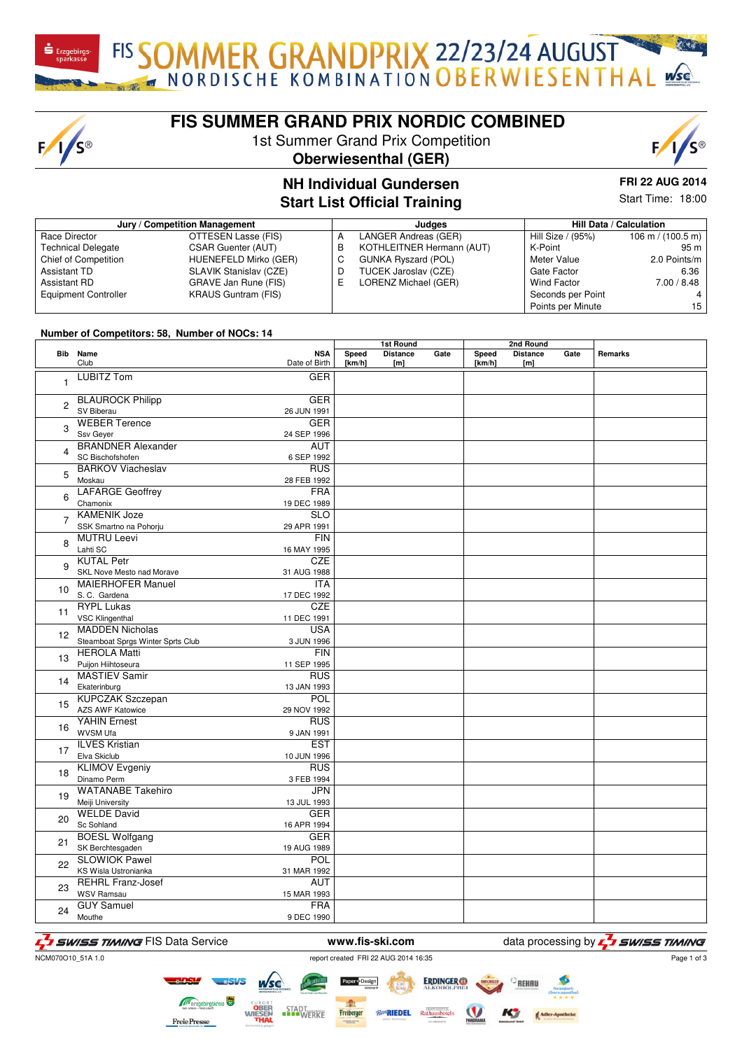# FIS SUMMER GRAND PRIX NORDIC COMBINED

1st Summer Grand Prix Competition

**Oberwiesenthal (GER)**

## NH Individual Gundersen
## Start List Official Training

**FRI 22 AUG 2014**

Start Time: 18:00

| Jury / Competition Management | | Judges | | Hill Data / Calculation | |
|---|---|---|---|---|---|
| Race Director | OTTESEN Lasse (FIS) | A | LANGER Andreas (GER) | Hill Size / (95%) | 106 m / (100.5 m) |
| Technical Delegate | CSAR Guenter (AUT) | B | KOTHLEITNER Hermann (AUT) | K-Point | 95 m |
| Chief of Competition | HUENEFELD Mirko (GER) | C | GUNKA Ryszard (POL) | Meter Value | 2.0 Points/m |
| Assistant TD | SLAVIK Stanislav (CZE) | D | TUCEK Jaroslav (CZE) | Gate Factor | 6.36 |
| Assistant RD | GRAVE Jan Rune (FIS) | E | LORENZ Michael (GER) | Wind Factor | 7.00 / 8.48 |
| Equipment Controller | KRAUS Guntram (FIS) | | | Seconds per Point | 4 |
| | | | | Points per Minute | 15 |

Number of Competitors: 58, Number of NOCs: 14

| Bib | Name / Club | NSA / Date of Birth | 1st Round Speed [km/h] | 1st Round Distance [m] | 1st Round Gate | 2nd Round Speed [km/h] | 2nd Round Distance [m] | 2nd Round Gate | Remarks |
|---|---|---|---|---|---|---|---|---|---|
| 1 | LUBITZ Tom | GER | | | | | | | |
| 2 | BLAUROCK Philipp / SV Biberau | GER / 26 JUN 1991 | | | | | | | |
| 3 | WEBER Terence / Ssv Geyer | GER / 24 SEP 1996 | | | | | | | |
| 4 | BRANDNER Alexander / SC Bischofshofen | AUT / 6 SEP 1992 | | | | | | | |
| 5 | BARKOV Viacheslav / Moskau | RUS / 28 FEB 1992 | | | | | | | |
| 6 | LAFARGE Geoffrey / Chamonix | FRA / 19 DEC 1989 | | | | | | | |
| 7 | KAMENIK Joze / SSK Smartno na Pohorju | SLO / 29 APR 1991 | | | | | | | |
| 8 | MUTRU Leevi / Lahti SC | FIN / 16 MAY 1995 | | | | | | | |
| 9 | KUTAL Petr / SKL Nove Mesto nad Morave | CZE / 31 AUG 1988 | | | | | | | |
| 10 | MAIERHOFER Manuel / S. C. Gardena | ITA / 17 DEC 1992 | | | | | | | |
| 11 | RYPL Lukas / VSC Klingenthal | CZE / 11 DEC 1991 | | | | | | | |
| 12 | MADDEN Nicholas / Steamboat Sprgs Winter Sprts Club | USA / 3 JUN 1996 | | | | | | | |
| 13 | HEROLA Matti / Puijon Hiihtoseura | FIN / 11 SEP 1995 | | | | | | | |
| 14 | MASTIEV Samir / Ekaterinburg | RUS / 13 JAN 1993 | | | | | | | |
| 15 | KUPCZAK Szczepan / AZS AWF Katowice | POL / 29 NOV 1992 | | | | | | | |
| 16 | YAHIN Ernest / WVSM Ufa | RUS / 9 JAN 1991 | | | | | | | |
| 17 | ILVES Kristian / Elva Skiclub | EST / 10 JUN 1996 | | | | | | | |
| 18 | KLIMOV Evgeniy / Dinamo Perm | RUS / 3 FEB 1994 | | | | | | | |
| 19 | WATANABE Takehiro / Meiji University | JPN / 13 JUL 1993 | | | | | | | |
| 20 | WELDE David / Sc Sohland | GER / 16 APR 1994 | | | | | | | |
| 21 | BOESL Wolfgang / SK Berchtesgaden | GER / 19 AUG 1989 | | | | | | | |
| 22 | SLOWIOK Pawel / KS Wisla Ustronianka | POL / 31 MAR 1992 | | | | | | | |
| 23 | REHRL Franz-Josef / WSV Ramsau | AUT / 15 MAR 1993 | | | | | | | |
| 24 | GUY Samuel / Mouthe | FRA / 9 DEC 1990 | | | | | | | |

NCM070O10_51A 1.0 — report created FRI 22 AUG 2014 16:35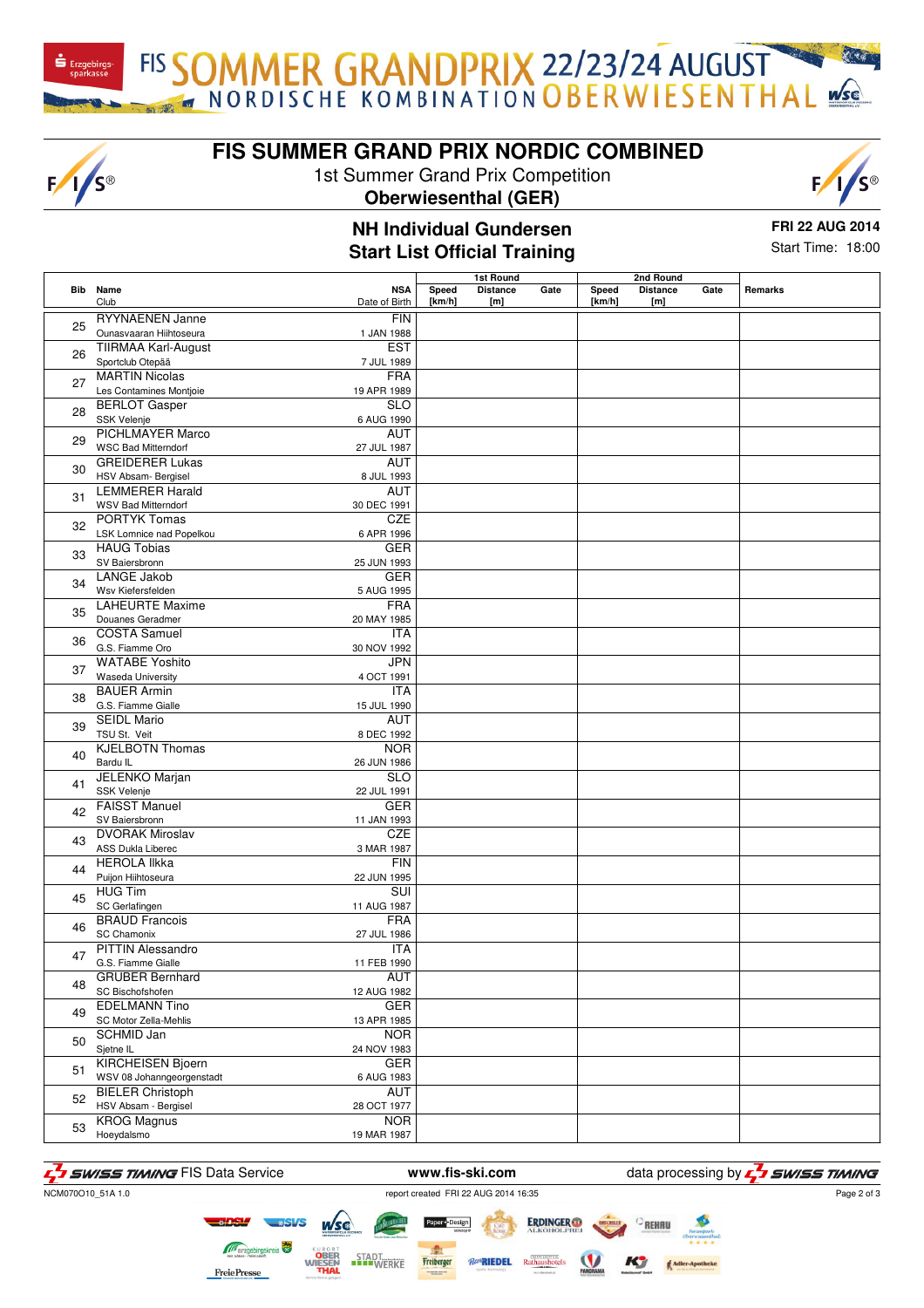# FIS SUMMER GRAND PRIX NORDIC COMBINED

1st Summer Grand Prix Competition

**Oberwiesenthal (GER)**

## NH Individual Gundersen
## Start List Official Training

**FRI 22 AUG 2014**

Start Time: 18:00

| Bib | Name / Club | NSA / Date of Birth | 1st Round Speed [km/h] | 1st Round Distance [m] | 1st Round Gate | 2nd Round Speed [km/h] | 2nd Round Distance [m] | 2nd Round Gate | Remarks |
|---|---|---|---|---|---|---|---|---|---|
| 25 | RYYNAENEN Janne<br>Ounasvaaran Hiihtoseura | FIN<br>1 JAN 1988 | | | | | | | |
| 26 | TIIRMAA Karl-August<br>Sportclub Otepää | EST<br>7 JUL 1989 | | | | | | | |
| 27 | MARTIN Nicolas<br>Les Contamines Montjoie | FRA<br>19 APR 1989 | | | | | | | |
| 28 | BERLOT Gasper<br>SSK Velenje | SLO<br>6 AUG 1990 | | | | | | | |
| 29 | PICHLMAYER Marco<br>WSC Bad Mitterndorf | AUT<br>27 JUL 1987 | | | | | | | |
| 30 | GREIDERER Lukas<br>HSV Absam- Bergisel | AUT<br>8 JUL 1993 | | | | | | | |
| 31 | LEMMERER Harald<br>WSV Bad Mitterndorf | AUT<br>30 DEC 1991 | | | | | | | |
| 32 | PORTYK Tomas<br>LSK Lomnice nad Popelkou | CZE<br>6 APR 1996 | | | | | | | |
| 33 | HAUG Tobias<br>SV Baiersbronn | GER<br>25 JUN 1993 | | | | | | | |
| 34 | LANGE Jakob<br>Wsv Kiefersfelden | GER<br>5 AUG 1995 | | | | | | | |
| 35 | LAHEURTE Maxime<br>Douanes Geradmer | FRA<br>20 MAY 1985 | | | | | | | |
| 36 | COSTA Samuel<br>G.S. Fiamme Oro | ITA<br>30 NOV 1992 | | | | | | | |
| 37 | WATABE Yoshito<br>Waseda University | JPN<br>4 OCT 1991 | | | | | | | |
| 38 | BAUER Armin<br>G.S. Fiamme Gialle | ITA<br>15 JUL 1990 | | | | | | | |
| 39 | SEIDL Mario<br>TSU St. Veit | AUT<br>8 DEC 1992 | | | | | | | |
| 40 | KJELBOTN Thomas<br>Bardu IL | NOR<br>26 JUN 1986 | | | | | | | |
| 41 | JELENKO Marjan<br>SSK Velenje | SLO<br>22 JUL 1991 | | | | | | | |
| 42 | FAISST Manuel<br>SV Baiersbronn | GER<br>11 JAN 1993 | | | | | | | |
| 43 | DVORAK Miroslav<br>ASS Dukla Liberec | CZE<br>3 MAR 1987 | | | | | | | |
| 44 | HEROLA Ilkka<br>Puijon Hiihtoseura | FIN<br>22 JUN 1995 | | | | | | | |
| 45 | HUG Tim<br>SC Gerlafingen | SUI<br>11 AUG 1987 | | | | | | | |
| 46 | BRAUD Francois<br>SC Chamonix | FRA<br>27 JUL 1986 | | | | | | | |
| 47 | PITTIN Alessandro<br>G.S. Fiamme Gialle | ITA<br>11 FEB 1990 | | | | | | | |
| 48 | GRUBER Bernhard<br>SC Bischofshofen | AUT<br>12 AUG 1982 | | | | | | | |
| 49 | EDELMANN Tino<br>SC Motor Zella-Mehlis | GER<br>13 APR 1985 | | | | | | | |
| 50 | SCHMID Jan<br>Sjetne IL | NOR<br>24 NOV 1983 | | | | | | | |
| 51 | KIRCHEISEN Bjoern<br>WSV 08 Johanngeorgenstadt | GER<br>6 AUG 1983 | | | | | | | |
| 52 | BIELER Christoph<br>HSV Absam - Bergisel | AUT<br>28 OCT 1977 | | | | | | | |
| 53 | KROG Magnus<br>Hoeydalsmo | NOR<br>19 MAR 1987 | | | | | | | |

SWISS TIMING FIS Data Service www.fis-ski.com data processing by SWISS TIMING

NCM070O10_51A 1.0 report created FRI 22 AUG 2014 16:35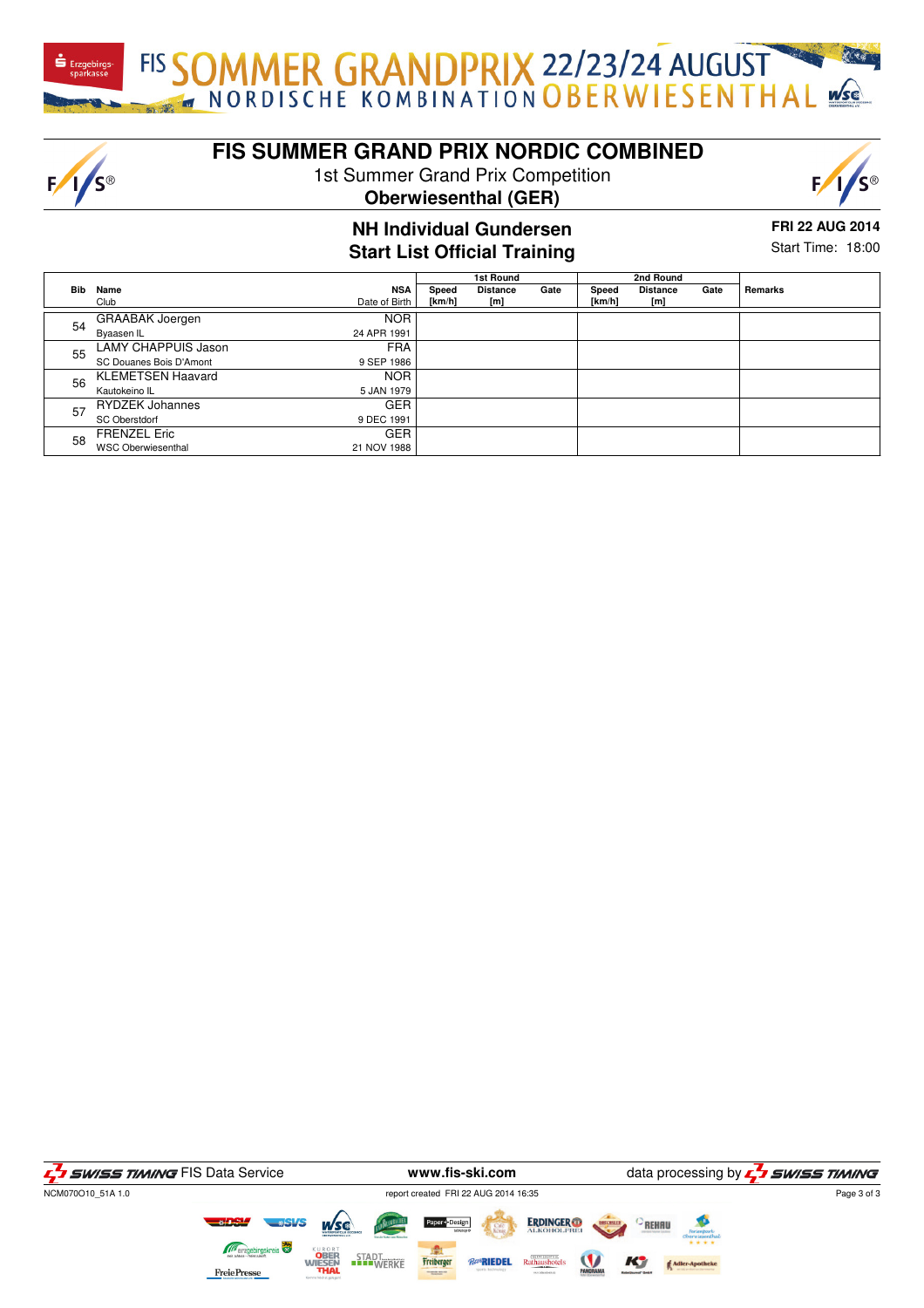# FIS SUMMER GRAND PRIX NORDIC COMBINED

1st Summer Grand Prix Competition

**Oberwiesenthal (GER)**

## NH Individual Gundersen
## Start List Official Training

**FRI 22 AUG 2014**

Start Time: 18:00

| Bib | Name / Club | NSA / Date of Birth | 1st Round Speed [km/h] | 1st Round Distance [m] | 1st Round Gate | 2nd Round Speed [km/h] | 2nd Round Distance [m] | 2nd Round Gate | Remarks |
|---|---|---|---|---|---|---|---|---|---|
| 54 | GRAABAK Joergen<br>Byaasen IL | NOR<br>24 APR 1991 | | | | | | | |
| 55 | LAMY CHAPPUIS Jason<br>SC Douanes Bois D'Amont | FRA<br>9 SEP 1986 | | | | | | | |
| 56 | KLEMETSEN Haavard<br>Kautokeino IL | NOR<br>5 JAN 1979 | | | | | | | |
| 57 | RYDZEK Johannes<br>SC Oberstdorf | GER<br>9 DEC 1991 | | | | | | | |
| 58 | FRENZEL Eric<br>WSC Oberwiesenthal | GER<br>21 NOV 1988 | | | | | | | |

SWISS TIMING FIS Data Service · www.fis-ski.com · data processing by SWISS TIMING

NCM070O10_51A 1.0 · report created FRI 22 AUG 2014 16:35